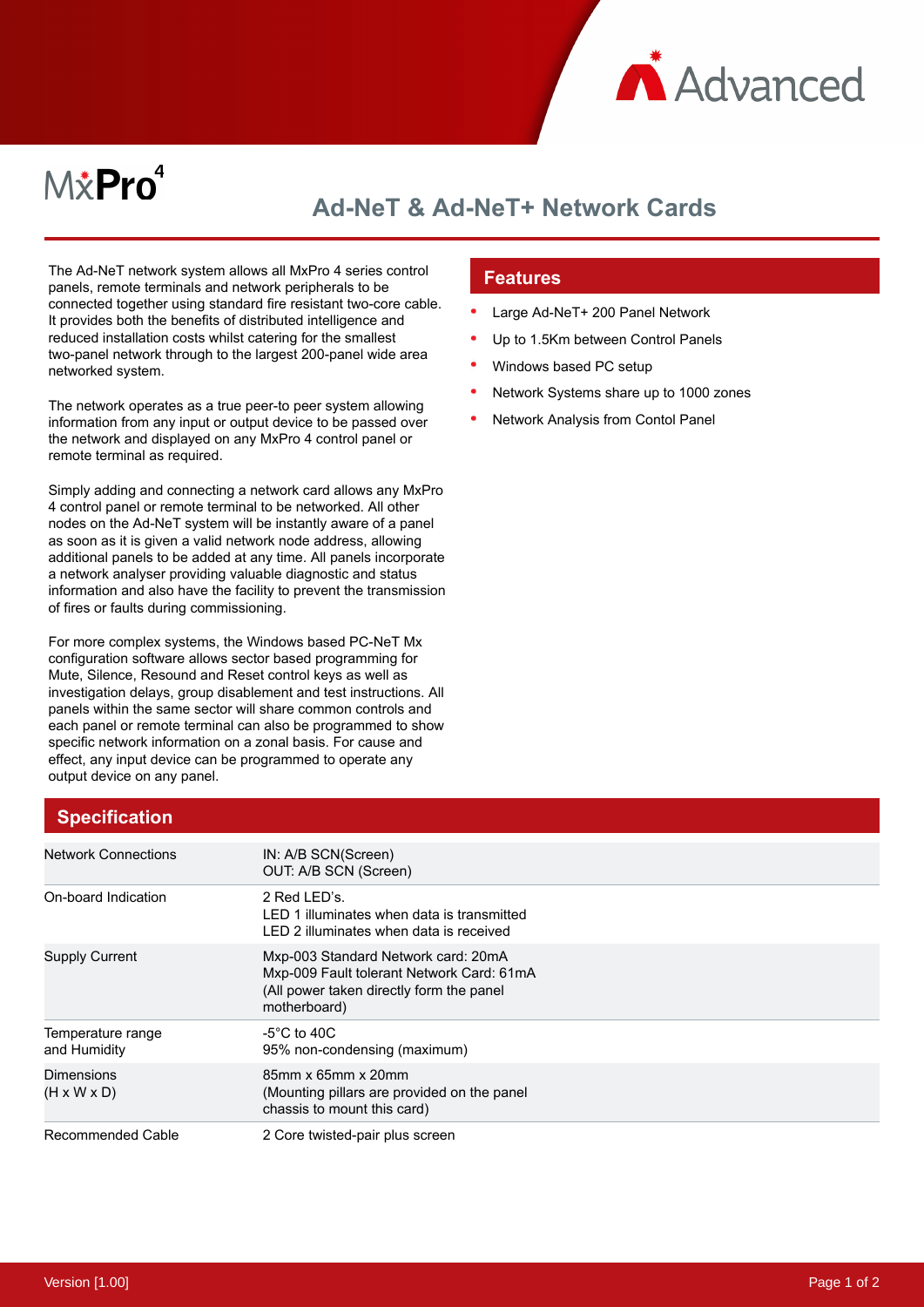MxPro 4

# Ad-NeT & Ad-NeT+ Network Cards

The Ad-NeT network system allows all MxPro 4 series control panels, remote terminals and network peripherals to be connected together using standard fire resistant two-core cable. It provides both the benefits of distributed intelligence and reduced installation costs whilst catering for the smallest two-panel network through to the largest 200-panel wide area networked system.

The network operates as a true peer-to peer system allowing information from any input or output device to be passed over the network and displayed on any MxPro 4 control panel or remote terminal as required.

Simply adding and connecting a network card allows any MxPro 4 control panel or remote terminal to be networked. All other nodes on the Ad-NeT system will be instantly aware of a panel as soon as it is given a valid network node address, allowing additional panels to be added at any time. All panels incorporate a network analyser providing valuable diagnostic and status information and also have the facility to prevent the transmission of fires or faults during commissioning.

For more complex systems, the Windows based PC-NeT Mx configuration software allows sector based programming for Mute, Silence, Resound and Reset control keys as well as investigation delays, group disablement and test instructions. All panels within the same sector will share common controls and each panel or remote terminal can also be programmed to show specific network information on a zonal basis. For cause and effect, any input device can be programmed to operate any output device on any panel.

## Features

- Large Ad-NeT+ 200 Panel Network
- Up to 1.5Km between Control Panels
- Windows based PC setup
- Network Systems share up to 1000 zones
- Network Analysis from Contol Panel

## Specification

| | |
|---|---|
| Network Connections | IN: A/B SCN(Screen)<br>OUT: A/B SCN (Screen) |
| On-board Indication | 2 Red LED's.<br>LED 1 illuminates when data is transmitted<br>LED 2 illuminates when data is received |
| Supply Current | Mxp-003 Standard Network card: 20mA<br>Mxp-009 Fault tolerant Network Card: 61mA<br>(All power taken directly form the panel motherboard) |
| Temperature range and Humidity | -5°C to 40C<br>95% non-condensing (maximum) |
| Dimensions (H x W x D) | 85mm x 65mm x 20mm<br>(Mounting pillars are provided on the panel chassis to mount this card) |
| Recommended Cable | 2 Core twisted-pair plus screen |

Version [1.00]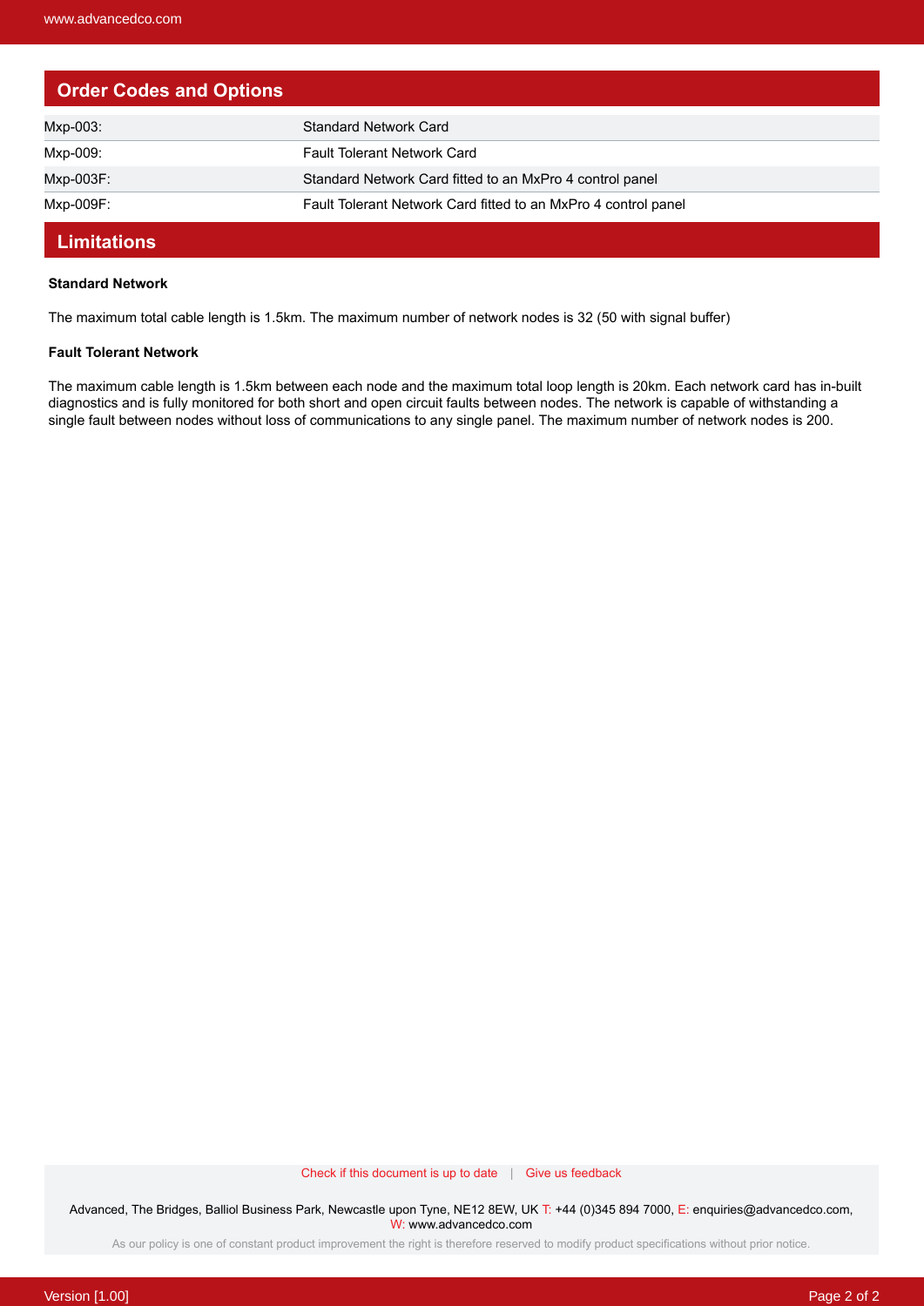## Order Codes and Options

| | |
|---|---|
| Mxp-003: | Standard Network Card |
| Mxp-009: | Fault Tolerant Network Card |
| Mxp-003F: | Standard Network Card fitted to an MxPro 4 control panel |
| Mxp-009F: | Fault Tolerant Network Card fitted to an MxPro 4 control panel |

## Limitations

**Standard Network**

The maximum total cable length is 1.5km. The maximum number of network nodes is 32 (50 with signal buffer)

**Fault Tolerant Network**

The maximum cable length is 1.5km between each node and the maximum total loop length is 20km. Each network card has in-built diagnostics and is fully monitored for both short and open circuit faults between nodes. The network is capable of withstanding a single fault between nodes without loss of communications to any single panel. The maximum number of network nodes is 200.

Check if this document is up to date | Give us feedback

Advanced, The Bridges, Balliol Business Park, Newcastle upon Tyne, NE12 8EW, UK T: +44 (0)345 894 7000, E: enquiries@advancedco.com, W: www.advancedco.com

As our policy is one of constant product improvement the right is therefore reserved to modify product specifications without prior notice.

Version [1.00]